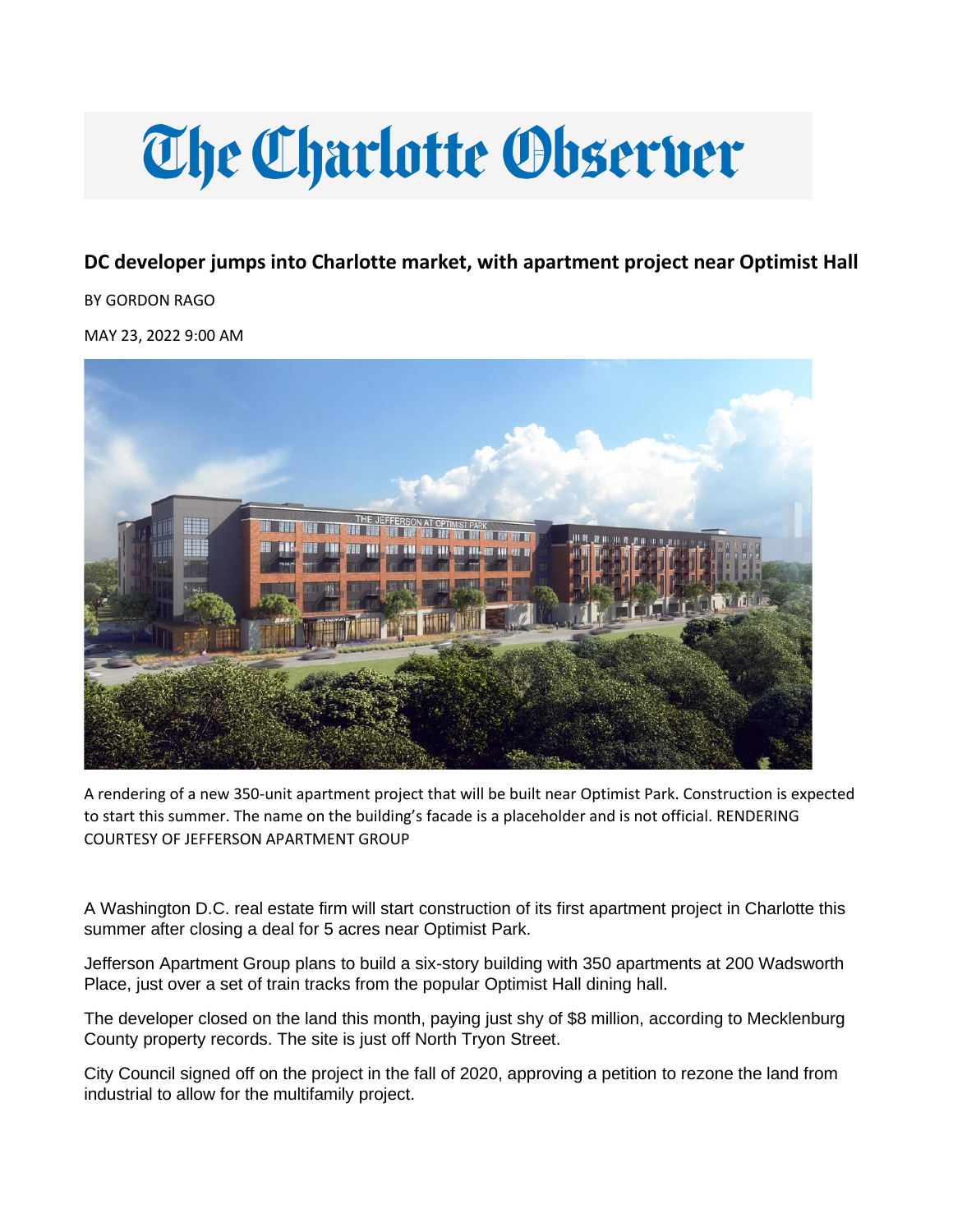# The Charlotte Observer

## DC developer jumps into Charlotte market, with apartment project near Optimist Hall

BY GORDON RAGO

MAY 23, 2022 9:00 AM

A rendering of a new 350-unit apartment project that will be built near Optimist Park. Construction is expected to start this summer. The name on the building's facade is a placeholder and is not official. RENDERING COURTESY OF JEFFERSON APARTMENT GROUP

A Washington D.C. real estate firm will start construction of its first apartment project in Charlotte this summer after closing a deal for 5 acres near Optimist Park.

Jefferson Apartment Group plans to build a six-story building with 350 apartments at 200 Wadsworth Place, just over a set of train tracks from the popular Optimist Hall dining hall.

The developer closed on the land this month, paying just shy of $8 million, according to Mecklenburg County property records. The site is just off North Tryon Street.

City Council signed off on the project in the fall of 2020, approving a petition to rezone the land from industrial to allow for the multifamily project.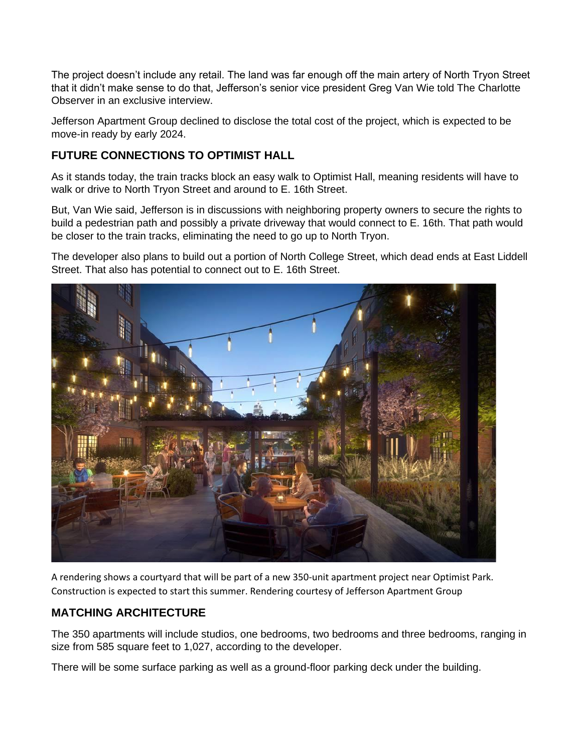The project doesn't include any retail. The land was far enough off the main artery of North Tryon Street that it didn't make sense to do that, Jefferson's senior vice president Greg Van Wie told The Charlotte Observer in an exclusive interview.

Jefferson Apartment Group declined to disclose the total cost of the project, which is expected to be move-in ready by early 2024.

## FUTURE CONNECTIONS TO OPTIMIST HALL

As it stands today, the train tracks block an easy walk to Optimist Hall, meaning residents will have to walk or drive to North Tryon Street and around to E. 16th Street.

But, Van Wie said, Jefferson is in discussions with neighboring property owners to secure the rights to build a pedestrian path and possibly a private driveway that would connect to E. 16th. That path would be closer to the train tracks, eliminating the need to go up to North Tryon.

The developer also plans to build out a portion of North College Street, which dead ends at East Liddell Street. That also has potential to connect out to E. 16th Street.

A rendering shows a courtyard that will be part of a new 350-unit apartment project near Optimist Park. Construction is expected to start this summer. Rendering courtesy of Jefferson Apartment Group

## MATCHING ARCHITECTURE

The 350 apartments will include studios, one bedrooms, two bedrooms and three bedrooms, ranging in size from 585 square feet to 1,027, according to the developer.

There will be some surface parking as well as a ground-floor parking deck under the building.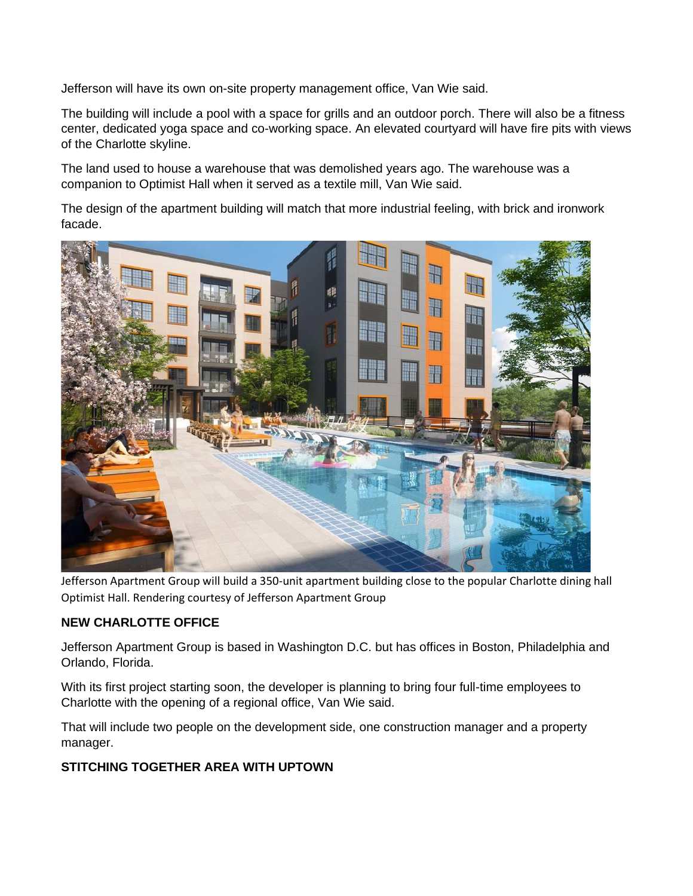Jefferson will have its own on-site property management office, Van Wie said.

The building will include a pool with a space for grills and an outdoor porch. There will also be a fitness center, dedicated yoga space and co-working space. An elevated courtyard will have fire pits with views of the Charlotte skyline.

The land used to house a warehouse that was demolished years ago. The warehouse was a companion to Optimist Hall when it served as a textile mill, Van Wie said.

The design of the apartment building will match that more industrial feeling, with brick and ironwork facade.

Jefferson Apartment Group will build a 350-unit apartment building close to the popular Charlotte dining hall Optimist Hall. Rendering courtesy of Jefferson Apartment Group

**NEW CHARLOTTE OFFICE**

Jefferson Apartment Group is based in Washington D.C. but has offices in Boston, Philadelphia and Orlando, Florida.

With its first project starting soon, the developer is planning to bring four full-time employees to Charlotte with the opening of a regional office, Van Wie said.

That will include two people on the development side, one construction manager and a property manager.

**STITCHING TOGETHER AREA WITH UPTOWN**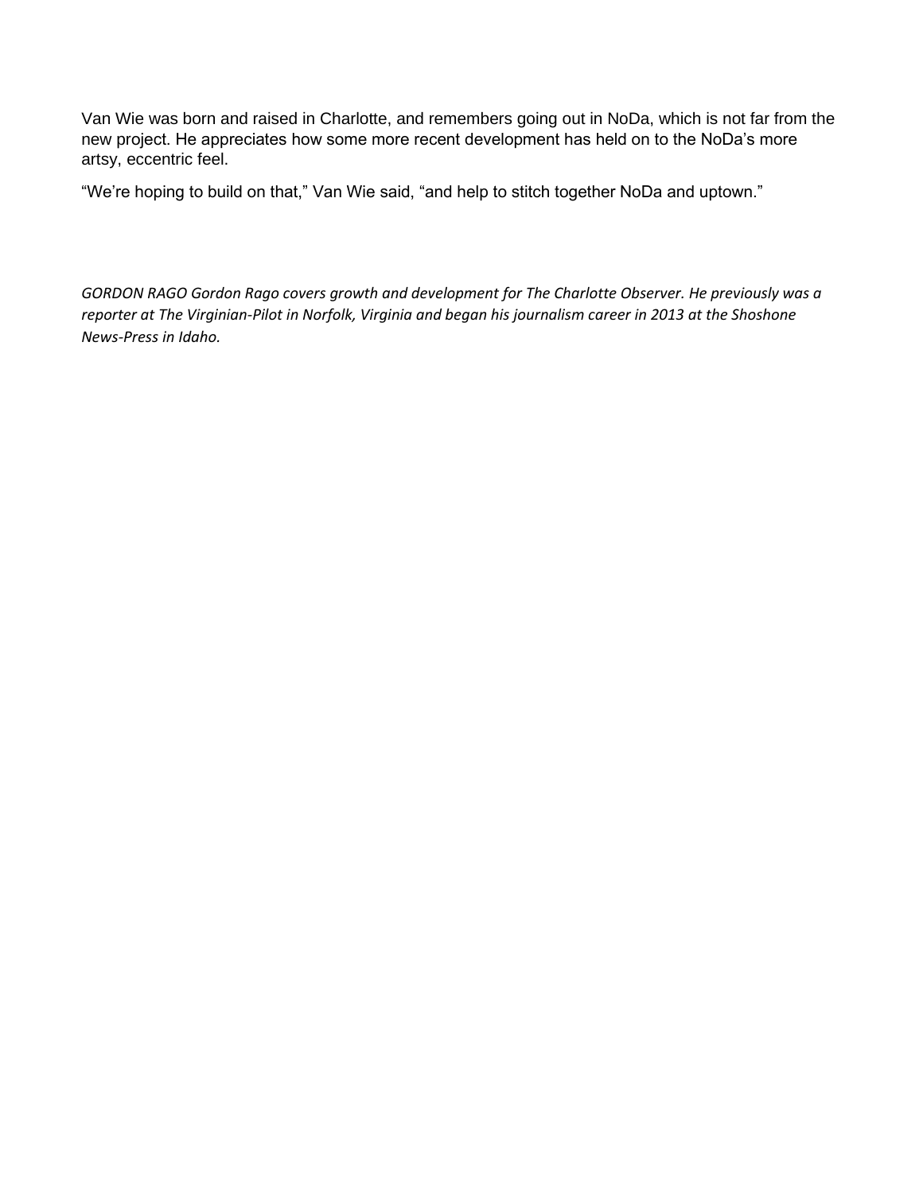Van Wie was born and raised in Charlotte, and remembers going out in NoDa, which is not far from the new project. He appreciates how some more recent development has held on to the NoDa's more artsy, eccentric feel.

"We're hoping to build on that," Van Wie said, "and help to stitch together NoDa and uptown."

*GORDON RAGO Gordon Rago covers growth and development for The Charlotte Observer. He previously was a reporter at The Virginian-Pilot in Norfolk, Virginia and began his journalism career in 2013 at the Shoshone News-Press in Idaho.*